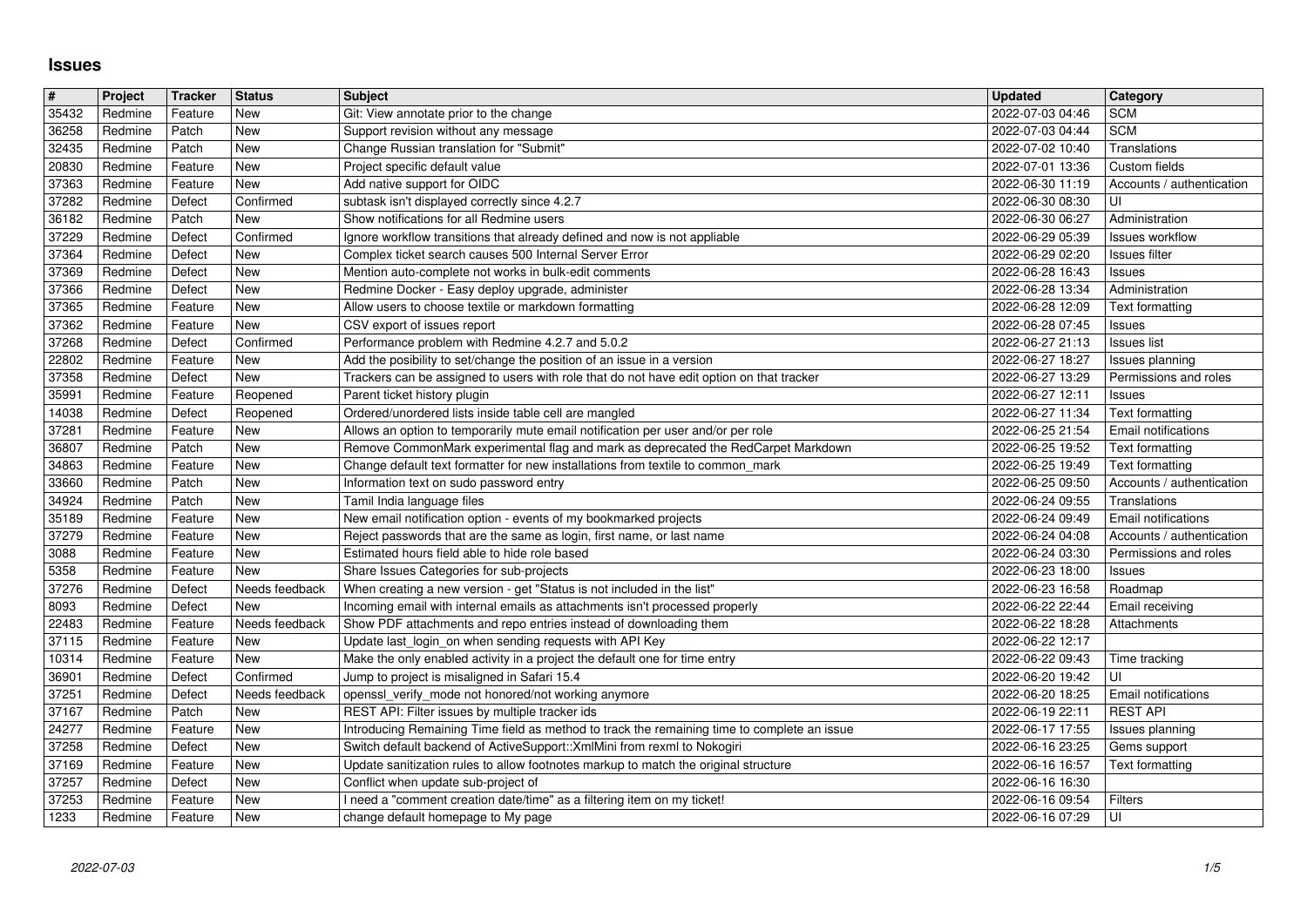# Issues

| # | Project | Tracker | Status | Subject | Updated | Category |
|---|---|---|---|---|---|---|
| 35432 | Redmine | Feature | New | Git: View annotate prior to the change | 2022-07-03 04:46 | SCM |
| 36258 | Redmine | Patch | New | Support revision without any message | 2022-07-03 04:44 | SCM |
| 32435 | Redmine | Patch | New | Change Russian translation for "Submit" | 2022-07-02 10:40 | Translations |
| 20830 | Redmine | Feature | New | Project specific default value | 2022-07-01 13:36 | Custom fields |
| 37363 | Redmine | Feature | New | Add native support for OIDC | 2022-06-30 11:19 | Accounts / authentication |
| 37282 | Redmine | Defect | Confirmed | subtask isn't displayed correctly since 4.2.7 | 2022-06-30 08:30 | UI |
| 36182 | Redmine | Patch | New | Show notifications for all Redmine users | 2022-06-30 06:27 | Administration |
| 37229 | Redmine | Defect | Confirmed | Ignore workflow transitions that already defined and now is not appliable | 2022-06-29 05:39 | Issues workflow |
| 37364 | Redmine | Defect | New | Complex ticket search causes 500 Internal Server Error | 2022-06-29 02:20 | Issues filter |
| 37369 | Redmine | Defect | New | Mention auto-complete not works in bulk-edit comments | 2022-06-28 16:43 | Issues |
| 37366 | Redmine | Defect | New | Redmine Docker - Easy deploy upgrade, administer | 2022-06-28 13:34 | Administration |
| 37365 | Redmine | Feature | New | Allow users to choose textile or markdown formatting | 2022-06-28 12:09 | Text formatting |
| 37362 | Redmine | Feature | New | CSV export of issues report | 2022-06-28 07:45 | Issues |
| 37268 | Redmine | Defect | Confirmed | Performance problem with Redmine 4.2.7 and 5.0.2 | 2022-06-27 21:13 | Issues list |
| 22802 | Redmine | Feature | New | Add the posibility to set/change the position of an issue in a version | 2022-06-27 18:27 | Issues planning |
| 37358 | Redmine | Defect | New | Trackers can be assigned to users with role that do not have edit option on that tracker | 2022-06-27 13:29 | Permissions and roles |
| 35991 | Redmine | Feature | Reopened | Parent ticket history plugin | 2022-06-27 12:11 | Issues |
| 14038 | Redmine | Defect | Reopened | Ordered/unordered lists inside table cell are mangled | 2022-06-27 11:34 | Text formatting |
| 37281 | Redmine | Feature | New | Allows an option to temporarily mute email notification per user and/or per role | 2022-06-25 21:54 | Email notifications |
| 36807 | Redmine | Patch | New | Remove CommonMark experimental flag and mark as deprecated the RedCarpet Markdown | 2022-06-25 19:52 | Text formatting |
| 34863 | Redmine | Feature | New | Change default text formatter for new installations from textile to common_mark | 2022-06-25 19:49 | Text formatting |
| 33660 | Redmine | Patch | New | Information text on sudo password entry | 2022-06-25 09:50 | Accounts / authentication |
| 34924 | Redmine | Patch | New | Tamil India language files | 2022-06-24 09:55 | Translations |
| 35189 | Redmine | Feature | New | New email notification option - events of my bookmarked projects | 2022-06-24 09:49 | Email notifications |
| 37279 | Redmine | Feature | New | Reject passwords that are the same as login, first name, or last name | 2022-06-24 04:08 | Accounts / authentication |
| 3088 | Redmine | Feature | New | Estimated hours field able to hide role based | 2022-06-24 03:30 | Permissions and roles |
| 5358 | Redmine | Feature | New | Share Issues Categories for sub-projects | 2022-06-23 18:00 | Issues |
| 37276 | Redmine | Defect | Needs feedback | When creating a new version - get "Status is not included in the list" | 2022-06-23 16:58 | Roadmap |
| 8093 | Redmine | Defect | New | Incoming email with internal emails as attachments isn't processed properly | 2022-06-22 22:44 | Email receiving |
| 22483 | Redmine | Feature | Needs feedback | Show PDF attachments and repo entries instead of downloading them | 2022-06-22 18:28 | Attachments |
| 37115 | Redmine | Feature | New | Update last_login_on when sending requests with API Key | 2022-06-22 12:17 | |
| 10314 | Redmine | Feature | New | Make the only enabled activity in a project the default one for time entry | 2022-06-22 09:43 | Time tracking |
| 36901 | Redmine | Defect | Confirmed | Jump to project is misaligned in Safari 15.4 | 2022-06-20 19:42 | UI |
| 37251 | Redmine | Defect | Needs feedback | openssl_verify_mode not honored/not working anymore | 2022-06-20 18:25 | Email notifications |
| 37167 | Redmine | Patch | New | REST API: Filter issues by multiple tracker ids | 2022-06-19 22:11 | REST API |
| 24277 | Redmine | Feature | New | Introducing Remaining Time field as method to track the remaining time to complete an issue | 2022-06-17 17:55 | Issues planning |
| 37258 | Redmine | Defect | New | Switch default backend of ActiveSupport::XmlMini from rexml to Nokogiri | 2022-06-16 23:25 | Gems support |
| 37169 | Redmine | Feature | New | Update sanitization rules to allow footnotes markup to match the original structure | 2022-06-16 16:57 | Text formatting |
| 37257 | Redmine | Defect | New | Conflict when update sub-project of | 2022-06-16 16:30 | |
| 37253 | Redmine | Feature | New | I need a "comment creation date/time" as a filtering item on my ticket! | 2022-06-16 09:54 | Filters |
| 1233 | Redmine | Feature | New | change default homepage to My page | 2022-06-16 07:29 | UI |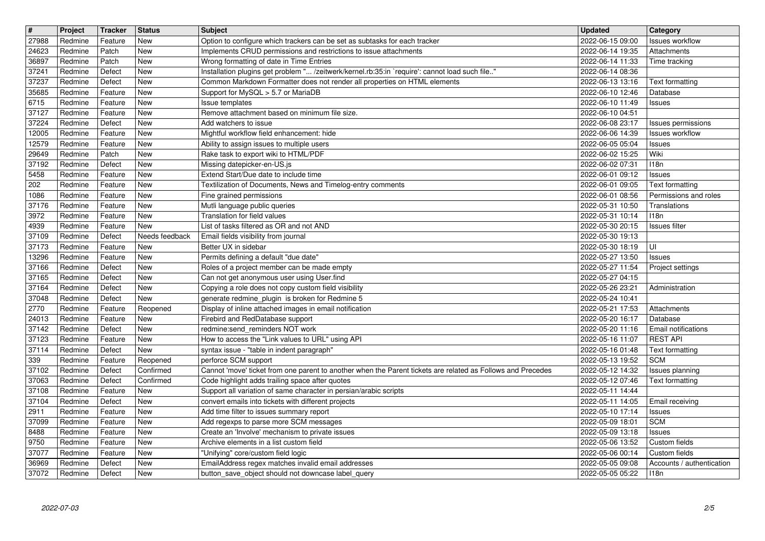| # | Project | Tracker | Status | Subject | Updated | Category |
|---|---|---|---|---|---|---|
| 27988 | Redmine | Feature | New | Option to configure which trackers can be set as subtasks for each tracker | 2022-06-15 09:00 | Issues workflow |
| 24623 | Redmine | Patch | New | Implements CRUD permissions and restrictions to issue attachments | 2022-06-14 19:35 | Attachments |
| 36897 | Redmine | Patch | New | Wrong formatting of date in Time Entries | 2022-06-14 11:33 | Time tracking |
| 37241 | Redmine | Defect | New | Installation plugins get problem "... /zeitwerk/kernel.rb:35:in `require': cannot load such file.." | 2022-06-14 08:36 | |
| 37237 | Redmine | Defect | New | Common Markdown Formatter does not render all properties on HTML elements | 2022-06-13 13:16 | Text formatting |
| 35685 | Redmine | Feature | New | Support for MySQL > 5.7 or MariaDB | 2022-06-10 12:46 | Database |
| 6715 | Redmine | Feature | New | Issue templates | 2022-06-10 11:49 | Issues |
| 37127 | Redmine | Feature | New | Remove attachment based on minimum file size. | 2022-06-10 04:51 | |
| 37224 | Redmine | Defect | New | Add watchers to issue | 2022-06-08 23:17 | Issues permissions |
| 12005 | Redmine | Feature | New | Mightful workflow field enhancement: hide | 2022-06-06 14:39 | Issues workflow |
| 12579 | Redmine | Feature | New | Ability to assign issues to multiple users | 2022-06-05 05:04 | Issues |
| 29649 | Redmine | Patch | New | Rake task to export wiki to HTML/PDF | 2022-06-02 15:25 | Wiki |
| 37192 | Redmine | Defect | New | Missing datepicker-en-US.js | 2022-06-02 07:31 | I18n |
| 5458 | Redmine | Feature | New | Extend Start/Due date to include time | 2022-06-01 09:12 | Issues |
| 202 | Redmine | Feature | New | Textilization of Documents, News and Timelog-entry comments | 2022-06-01 09:05 | Text formatting |
| 1086 | Redmine | Feature | New | Fine grained permissions | 2022-06-01 08:56 | Permissions and roles |
| 37176 | Redmine | Feature | New | Mutli language public queries | 2022-05-31 10:50 | Translations |
| 3972 | Redmine | Feature | New | Translation for field values | 2022-05-31 10:14 | I18n |
| 4939 | Redmine | Feature | New | List of tasks filtered as OR and not AND | 2022-05-30 20:15 | Issues filter |
| 37109 | Redmine | Defect | Needs feedback | Email fields visibility from journal | 2022-05-30 19:13 | |
| 37173 | Redmine | Feature | New | Better UX in sidebar | 2022-05-30 18:19 | UI |
| 13296 | Redmine | Feature | New | Permits defining a default "due date" | 2022-05-27 13:50 | Issues |
| 37166 | Redmine | Defect | New | Roles of a project member can be made empty | 2022-05-27 11:54 | Project settings |
| 37165 | Redmine | Defect | New | Can not get anonymous user using User.find | 2022-05-27 04:15 | |
| 37164 | Redmine | Defect | New | Copying a role does not copy custom field visibility | 2022-05-26 23:21 | Administration |
| 37048 | Redmine | Defect | New | generate redmine_plugin is broken for Redmine 5 | 2022-05-24 10:41 | |
| 2770 | Redmine | Feature | Reopened | Display of inline attached images in email notification | 2022-05-21 17:53 | Attachments |
| 24013 | Redmine | Feature | New | Firebird and RedDatabase support | 2022-05-20 16:17 | Database |
| 37142 | Redmine | Defect | New | redmine:send_reminders NOT work | 2022-05-20 11:16 | Email notifications |
| 37123 | Redmine | Feature | New | How to access the "Link values to URL" using API | 2022-05-16 11:07 | REST API |
| 37114 | Redmine | Defect | New | syntax issue - "table in indent paragraph" | 2022-05-16 01:48 | Text formatting |
| 339 | Redmine | Feature | Reopened | perforce SCM support | 2022-05-13 19:52 | SCM |
| 37102 | Redmine | Defect | Confirmed | Cannot 'move' ticket from one parent to another when the Parent tickets are related as Follows and Precedes | 2022-05-12 14:32 | Issues planning |
| 37063 | Redmine | Defect | Confirmed | Code highlight adds trailing space after quotes | 2022-05-12 07:46 | Text formatting |
| 37108 | Redmine | Feature | New | Support all variation of same character in persian/arabic scripts | 2022-05-11 14:44 | |
| 37104 | Redmine | Defect | New | convert emails into tickets with different projects | 2022-05-11 14:05 | Email receiving |
| 2911 | Redmine | Feature | New | Add time filter to issues summary report | 2022-05-10 17:14 | Issues |
| 37099 | Redmine | Feature | New | Add regexps to parse more SCM messages | 2022-05-09 18:01 | SCM |
| 8488 | Redmine | Feature | New | Create an 'Involve' mechanism to private issues | 2022-05-09 13:18 | Issues |
| 9750 | Redmine | Feature | New | Archive elements in a list custom field | 2022-05-06 13:52 | Custom fields |
| 37077 | Redmine | Feature | New | "Unifying" core/custom field logic | 2022-05-06 00:14 | Custom fields |
| 36969 | Redmine | Defect | New | EmailAddress regex matches invalid email addresses | 2022-05-05 09:08 | Accounts / authentication |
| 37072 | Redmine | Defect | New | button_save_object should not downcase label_query | 2022-05-05 05:22 | I18n |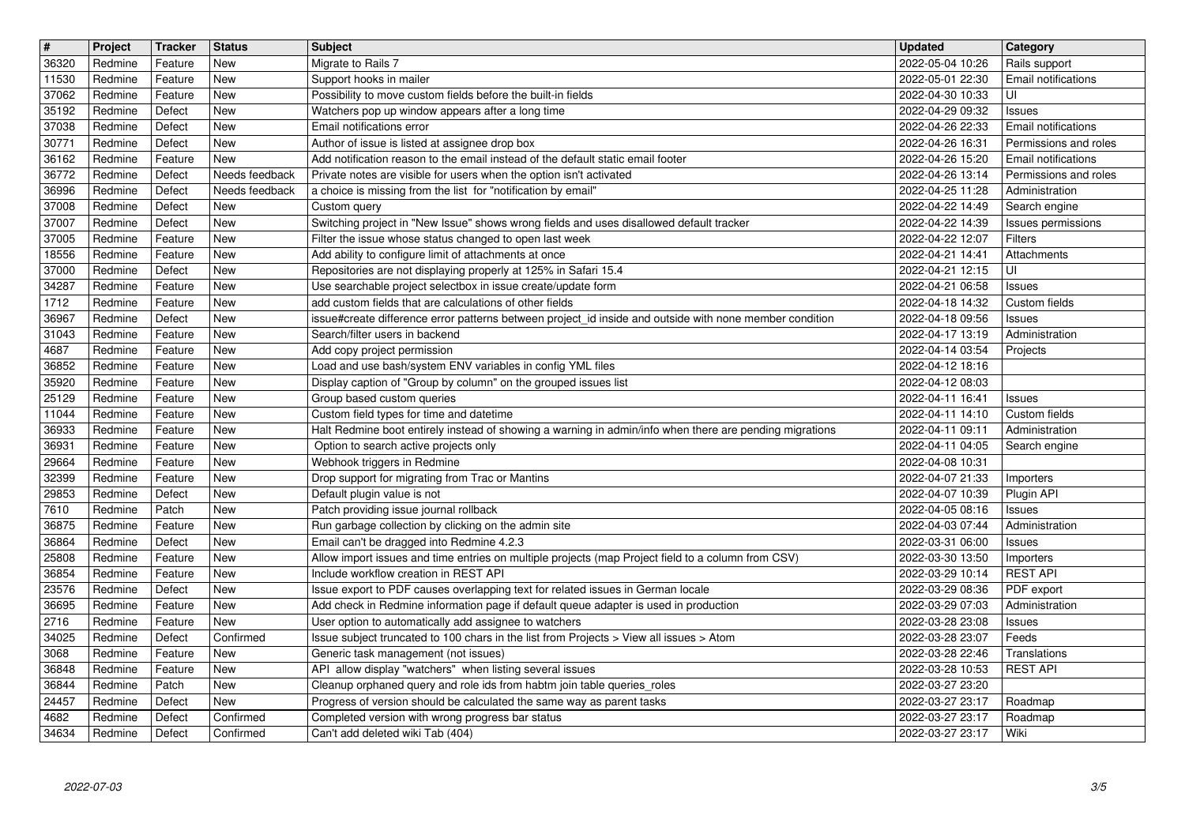| # | Project | Tracker | Status | Subject | Updated | Category |
|---|---|---|---|---|---|---|
| 36320 | Redmine | Feature | New | Migrate to Rails 7 | 2022-05-04 10:26 | Rails support |
| 11530 | Redmine | Feature | New | Support hooks in mailer | 2022-05-01 22:30 | Email notifications |
| 37062 | Redmine | Feature | New | Possibility to move custom fields before the built-in fields | 2022-04-30 10:33 | UI |
| 35192 | Redmine | Defect | New | Watchers pop up window appears after a long time | 2022-04-29 09:32 | Issues |
| 37038 | Redmine | Defect | New | Email notifications error | 2022-04-26 22:33 | Email notifications |
| 30771 | Redmine | Defect | New | Author of issue is listed at assignee drop box | 2022-04-26 16:31 | Permissions and roles |
| 36162 | Redmine | Feature | New | Add notification reason to the email instead of the default static email footer | 2022-04-26 15:20 | Email notifications |
| 36772 | Redmine | Defect | Needs feedback | Private notes are visible for users when the option isn't activated | 2022-04-26 13:14 | Permissions and roles |
| 36996 | Redmine | Defect | Needs feedback | a choice is missing from the list for "notification by email" | 2022-04-25 11:28 | Administration |
| 37008 | Redmine | Defect | New | Custom query | 2022-04-22 14:49 | Search engine |
| 37007 | Redmine | Defect | New | Switching project in "New Issue" shows wrong fields and uses disallowed default tracker | 2022-04-22 14:39 | Issues permissions |
| 37005 | Redmine | Feature | New | Filter the issue whose status changed to open last week | 2022-04-22 12:07 | Filters |
| 18556 | Redmine | Feature | New | Add ability to configure limit of attachments at once | 2022-04-21 14:41 | Attachments |
| 37000 | Redmine | Defect | New | Repositories are not displaying properly at 125% in Safari 15.4 | 2022-04-21 12:15 | UI |
| 34287 | Redmine | Feature | New | Use searchable project selectbox in issue create/update form | 2022-04-21 06:58 | Issues |
| 1712 | Redmine | Feature | New | add custom fields that are calculations of other fields | 2022-04-18 14:32 | Custom fields |
| 36967 | Redmine | Defect | New | issue#create difference error patterns between project_id inside and outside with none member condition | 2022-04-18 09:56 | Issues |
| 31043 | Redmine | Feature | New | Search/filter users in backend | 2022-04-17 13:19 | Administration |
| 4687 | Redmine | Feature | New | Add copy project permission | 2022-04-14 03:54 | Projects |
| 36852 | Redmine | Feature | New | Load and use bash/system ENV variables in config YML files | 2022-04-12 18:16 | |
| 35920 | Redmine | Feature | New | Display caption of "Group by column" on the grouped issues list | 2022-04-12 08:03 | |
| 25129 | Redmine | Feature | New | Group based custom queries | 2022-04-11 16:41 | Issues |
| 11044 | Redmine | Feature | New | Custom field types for time and datetime | 2022-04-11 14:10 | Custom fields |
| 36933 | Redmine | Feature | New | Halt Redmine boot entirely instead of showing a warning in admin/info when there are pending migrations | 2022-04-11 09:11 | Administration |
| 36931 | Redmine | Feature | New | Option to search active projects only | 2022-04-11 04:05 | Search engine |
| 29664 | Redmine | Feature | New | Webhook triggers in Redmine | 2022-04-08 10:31 | |
| 32399 | Redmine | Feature | New | Drop support for migrating from Trac or Mantins | 2022-04-07 21:33 | Importers |
| 29853 | Redmine | Defect | New | Default plugin value is not | 2022-04-07 10:39 | Plugin API |
| 7610 | Redmine | Patch | New | Patch providing issue journal rollback | 2022-04-05 08:16 | Issues |
| 36875 | Redmine | Feature | New | Run garbage collection by clicking on the admin site | 2022-04-03 07:44 | Administration |
| 36864 | Redmine | Defect | New | Email can't be dragged into Redmine 4.2.3 | 2022-03-31 06:00 | Issues |
| 25808 | Redmine | Feature | New | Allow import issues and time entries on multiple projects (map Project field to a column from CSV) | 2022-03-30 13:50 | Importers |
| 36854 | Redmine | Feature | New | Include workflow creation in REST API | 2022-03-29 10:14 | REST API |
| 23576 | Redmine | Defect | New | Issue export to PDF causes overlapping text for related issues in German locale | 2022-03-29 08:36 | PDF export |
| 36695 | Redmine | Feature | New | Add check in Redmine information page if default queue adapter is used in production | 2022-03-29 07:03 | Administration |
| 2716 | Redmine | Feature | New | User option to automatically add assignee to watchers | 2022-03-28 23:08 | Issues |
| 34025 | Redmine | Defect | Confirmed | Issue subject truncated to 100 chars in the list from Projects > View all issues > Atom | 2022-03-28 23:07 | Feeds |
| 3068 | Redmine | Feature | New | Generic task management (not issues) | 2022-03-28 22:46 | Translations |
| 36848 | Redmine | Feature | New | API allow display "watchers" when listing several issues | 2022-03-28 10:53 | REST API |
| 36844 | Redmine | Patch | New | Cleanup orphaned query and role ids from habtm join table queries_roles | 2022-03-27 23:20 | |
| 24457 | Redmine | Defect | New | Progress of version should be calculated the same way as parent tasks | 2022-03-27 23:17 | Roadmap |
| 4682 | Redmine | Defect | Confirmed | Completed version with wrong progress bar status | 2022-03-27 23:17 | Roadmap |
| 34634 | Redmine | Defect | Confirmed | Can't add deleted wiki Tab (404) | 2022-03-27 23:17 | Wiki |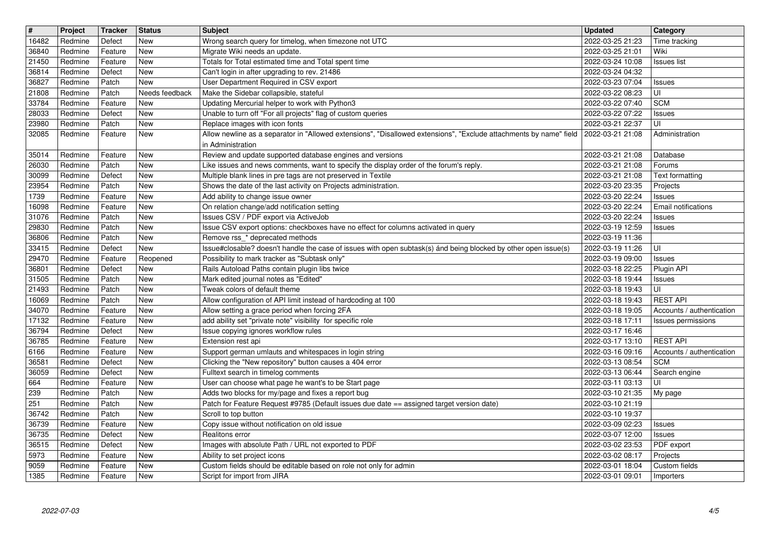| # | Project | Tracker | Status | Subject | Updated | Category |
|---|---|---|---|---|---|---|
| 16482 | Redmine | Defect | New | Wrong search query for timelog, when timezone not UTC | 2022-03-25 21:23 | Time tracking |
| 36840 | Redmine | Feature | New | Migrate Wiki needs an update. | 2022-03-25 21:01 | Wiki |
| 21450 | Redmine | Feature | New | Totals for Total estimated time and Total spent time | 2022-03-24 10:08 | Issues list |
| 36814 | Redmine | Defect | New | Can't login in after upgrading to rev. 21486 | 2022-03-24 04:32 | |
| 36827 | Redmine | Patch | New | User Department Required in CSV export | 2022-03-23 07:04 | Issues |
| 21808 | Redmine | Patch | Needs feedback | Make the Sidebar collapsible, stateful | 2022-03-22 08:23 | UI |
| 33784 | Redmine | Feature | New | Updating Mercurial helper to work with Python3 | 2022-03-22 07:40 | SCM |
| 28033 | Redmine | Defect | New | Unable to turn off "For all projects" flag of custom queries | 2022-03-22 07:22 | Issues |
| 23980 | Redmine | Patch | New | Replace images with icon fonts | 2022-03-21 22:37 | UI |
| 32085 | Redmine | Feature | New | Allow newline as a separator in "Allowed extensions", "Disallowed extensions", "Exclude attachments by name" field in Administration | 2022-03-21 21:08 | Administration |
| 35014 | Redmine | Feature | New | Review and update supported database engines and versions | 2022-03-21 21:08 | Database |
| 26030 | Redmine | Patch | New | Like issues and news comments, want to specify the display order of the forum's reply. | 2022-03-21 21:08 | Forums |
| 30099 | Redmine | Defect | New | Multiple blank lines in pre tags are not preserved in Textile | 2022-03-21 21:08 | Text formatting |
| 23954 | Redmine | Patch | New | Shows the date of the last activity on Projects administration. | 2022-03-20 23:35 | Projects |
| 1739 | Redmine | Feature | New | Add ability to change issue owner | 2022-03-20 22:24 | Issues |
| 16098 | Redmine | Feature | New | On relation change/add notification setting | 2022-03-20 22:24 | Email notifications |
| 31076 | Redmine | Patch | New | Issues CSV / PDF export via ActiveJob | 2022-03-20 22:24 | Issues |
| 29830 | Redmine | Patch | New | Issue CSV export options: checkboxes have no effect for columns activated in query | 2022-03-19 12:59 | Issues |
| 36806 | Redmine | Patch | New | Remove rss_* deprecated methods | 2022-03-19 11:36 | |
| 33415 | Redmine | Defect | New | Issue#closable? doesn't handle the case of issues with open subtask(s) ánd being blocked by other open issue(s) | 2022-03-19 11:26 | UI |
| 29470 | Redmine | Feature | Reopened | Possibility to mark tracker as "Subtask only" | 2022-03-19 09:00 | Issues |
| 36801 | Redmine | Defect | New | Rails Autoload Paths contain plugin libs twice | 2022-03-18 22:25 | Plugin API |
| 31505 | Redmine | Patch | New | Mark edited journal notes as "Edited" | 2022-03-18 19:44 | Issues |
| 21493 | Redmine | Patch | New | Tweak colors of default theme | 2022-03-18 19:43 | UI |
| 16069 | Redmine | Patch | New | Allow configuration of API limit instead of hardcoding at 100 | 2022-03-18 19:43 | REST API |
| 34070 | Redmine | Feature | New | Allow setting a grace period when forcing 2FA | 2022-03-18 19:05 | Accounts / authentication |
| 17132 | Redmine | Feature | New | add ability set "private note" visibility for specific role | 2022-03-18 17:11 | Issues permissions |
| 36794 | Redmine | Defect | New | Issue copying ignores workflow rules | 2022-03-17 16:46 | |
| 36785 | Redmine | Feature | New | Extension rest api | 2022-03-17 13:10 | REST API |
| 6166 | Redmine | Feature | New | Support german umlauts and whitespaces in login string | 2022-03-16 09:16 | Accounts / authentication |
| 36581 | Redmine | Defect | New | Clicking the "New repository" button causes a 404 error | 2022-03-13 08:54 | SCM |
| 36059 | Redmine | Defect | New | Fulltext search in timelog comments | 2022-03-13 06:44 | Search engine |
| 664 | Redmine | Feature | New | User can choose what page he want's to be Start page | 2022-03-11 03:13 | UI |
| 239 | Redmine | Patch | New | Adds two blocks for my/page and fixes a report bug | 2022-03-10 21:35 | My page |
| 251 | Redmine | Patch | New | Patch for Feature Request #9785 (Default issues due date == assigned target version date) | 2022-03-10 21:19 | |
| 36742 | Redmine | Patch | New | Scroll to top button | 2022-03-10 19:37 | |
| 36739 | Redmine | Feature | New | Copy issue without notification on old issue | 2022-03-09 02:23 | Issues |
| 36735 | Redmine | Defect | New | Realitons error | 2022-03-07 12:00 | Issues |
| 36515 | Redmine | Defect | New | Images with absolute Path / URL not exported to PDF | 2022-03-02 23:53 | PDF export |
| 5973 | Redmine | Feature | New | Ability to set project icons | 2022-03-02 08:17 | Projects |
| 9059 | Redmine | Feature | New | Custom fields should be editable based on role not only for admin | 2022-03-01 18:04 | Custom fields |
| 1385 | Redmine | Feature | New | Script for import from JIRA | 2022-03-01 09:01 | Importers |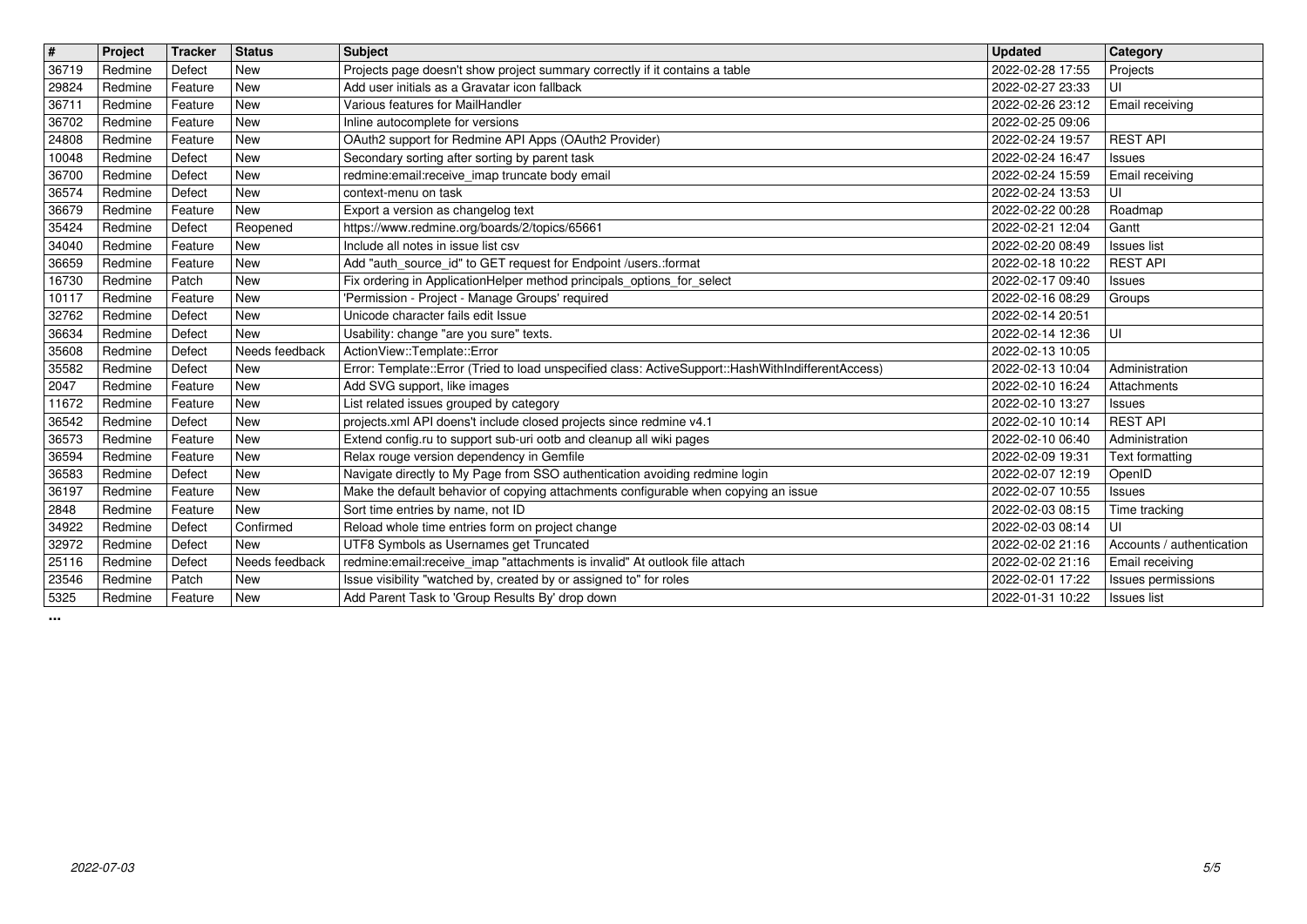| # | Project | Tracker | Status | Subject | Updated | Category |
| --- | --- | --- | --- | --- | --- | --- |
| 36719 | Redmine | Defect | New | Projects page doesn't show project summary correctly if it contains a table | 2022-02-28 17:55 | Projects |
| 29824 | Redmine | Feature | New | Add user initials as a Gravatar icon fallback | 2022-02-27 23:33 | UI |
| 36711 | Redmine | Feature | New | Various features for MailHandler | 2022-02-26 23:12 | Email receiving |
| 36702 | Redmine | Feature | New | Inline autocomplete for versions | 2022-02-25 09:06 | |
| 24808 | Redmine | Feature | New | OAuth2 support for Redmine API Apps (OAuth2 Provider) | 2022-02-24 19:57 | REST API |
| 10048 | Redmine | Defect | New | Secondary sorting after sorting by parent task | 2022-02-24 16:47 | Issues |
| 36700 | Redmine | Defect | New | redmine:email:receive_imap truncate body email | 2022-02-24 15:59 | Email receiving |
| 36574 | Redmine | Defect | New | context-menu on task | 2022-02-24 13:53 | UI |
| 36679 | Redmine | Feature | New | Export a version as changelog text | 2022-02-22 00:28 | Roadmap |
| 35424 | Redmine | Defect | Reopened | https://www.redmine.org/boards/2/topics/65661 | 2022-02-21 12:04 | Gantt |
| 34040 | Redmine | Feature | New | Include all notes in issue list csv | 2022-02-20 08:49 | Issues list |
| 36659 | Redmine | Feature | New | Add "auth_source_id" to GET request for Endpoint /users.:format | 2022-02-18 10:22 | REST API |
| 16730 | Redmine | Patch | New | Fix ordering in ApplicationHelper method principals_options_for_select | 2022-02-17 09:40 | Issues |
| 10117 | Redmine | Feature | New | 'Permission - Project - Manage Groups' required | 2022-02-16 08:29 | Groups |
| 32762 | Redmine | Defect | New | Unicode character fails edit Issue | 2022-02-14 20:51 | |
| 36634 | Redmine | Defect | New | Usability: change "are you sure" texts. | 2022-02-14 12:36 | UI |
| 35608 | Redmine | Defect | Needs feedback | ActionView::Template::Error | 2022-02-13 10:05 | |
| 35582 | Redmine | Defect | New | Error: Template::Error (Tried to load unspecified class: ActiveSupport::HashWithIndifferentAccess) | 2022-02-13 10:04 | Administration |
| 2047 | Redmine | Feature | New | Add SVG support, like images | 2022-02-10 16:24 | Attachments |
| 11672 | Redmine | Feature | New | List related issues grouped by category | 2022-02-10 13:27 | Issues |
| 36542 | Redmine | Defect | New | projects.xml API doens't include closed projects since redmine v4.1 | 2022-02-10 10:14 | REST API |
| 36573 | Redmine | Feature | New | Extend config.ru to support sub-uri ootb and cleanup all wiki pages | 2022-02-10 06:40 | Administration |
| 36594 | Redmine | Feature | New | Relax rouge version dependency in Gemfile | 2022-02-09 19:31 | Text formatting |
| 36583 | Redmine | Defect | New | Navigate directly to My Page from SSO authentication avoiding redmine login | 2022-02-07 12:19 | OpenID |
| 36197 | Redmine | Feature | New | Make the default behavior of copying attachments configurable when copying an issue | 2022-02-07 10:55 | Issues |
| 2848 | Redmine | Feature | New | Sort time entries by name, not ID | 2022-02-03 08:15 | Time tracking |
| 34922 | Redmine | Defect | Confirmed | Reload whole time entries form on project change | 2022-02-03 08:14 | UI |
| 32972 | Redmine | Defect | New | UTF8 Symbols as Usernames get Truncated | 2022-02-02 21:16 | Accounts / authentication |
| 25116 | Redmine | Defect | Needs feedback | redmine:email:receive_imap "attachments is invalid" At outlook file attach | 2022-02-02 21:16 | Email receiving |
| 23546 | Redmine | Patch | New | Issue visibility "watched by, created by or assigned to" for roles | 2022-02-01 17:22 | Issues permissions |
| 5325 | Redmine | Feature | New | Add Parent Task to 'Group Results By' drop down | 2022-01-31 10:22 | Issues list |

...